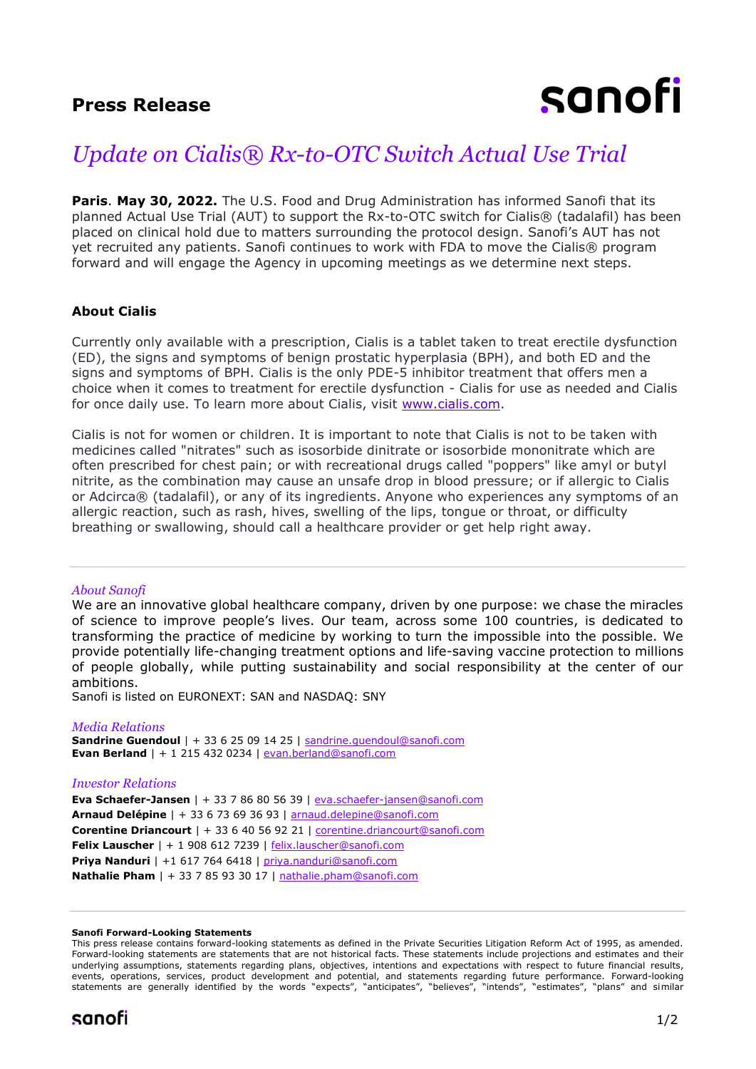**Press Release**

sanofi

# *Update on Cialis® Rx-to-OTC Switch Actual Use Trial*

**Paris**. **May 30, 2022.** The U.S. Food and Drug Administration has informed Sanofi that its planned Actual Use Trial (AUT) to support the Rx-to-OTC switch for Cialis® (tadalafil) has been placed on clinical hold due to matters surrounding the protocol design. Sanofi's AUT has not yet recruited any patients. Sanofi continues to work with FDA to move the Cialis® program forward and will engage the Agency in upcoming meetings as we determine next steps.

## About Cialis

Currently only available with a prescription, Cialis is a tablet taken to treat erectile dysfunction (ED), the signs and symptoms of benign prostatic hyperplasia (BPH), and both ED and the signs and symptoms of BPH. Cialis is the only PDE-5 inhibitor treatment that offers men a choice when it comes to treatment for erectile dysfunction - Cialis for use as needed and Cialis for once daily use. To learn more about Cialis, visit www.cialis.com.

Cialis is not for women or children. It is important to note that Cialis is not to be taken with medicines called "nitrates" such as isosorbide dinitrate or isosorbide mononitrate which are often prescribed for chest pain; or with recreational drugs called "poppers" like amyl or butyl nitrite, as the combination may cause an unsafe drop in blood pressure; or if allergic to Cialis or Adcirca® (tadalafil), or any of its ingredients. Anyone who experiences any symptoms of an allergic reaction, such as rash, hives, swelling of the lips, tongue or throat, or difficulty breathing or swallowing, should call a healthcare provider or get help right away.

---

*About Sanofi*

We are an innovative global healthcare company, driven by one purpose: we chase the miracles of science to improve people's lives. Our team, across some 100 countries, is dedicated to transforming the practice of medicine by working to turn the impossible into the possible. We provide potentially life-changing treatment options and life-saving vaccine protection to millions of people globally, while putting sustainability and social responsibility at the center of our ambitions.

Sanofi is listed on EURONEXT: SAN and NASDAQ: SNY

*Media Relations*

**Sandrine Guendoul** | + 33 6 25 09 14 25 | sandrine.guendoul@sanofi.com
**Evan Berland** | + 1 215 432 0234 | evan.berland@sanofi.com

*Investor Relations*

**Eva Schaefer-Jansen** | + 33 7 86 80 56 39 | eva.schaefer-jansen@sanofi.com
**Arnaud Delépine** | + 33 6 73 69 36 93 | arnaud.delepine@sanofi.com
**Corentine Driancourt** | + 33 6 40 56 92 21 | corentine.driancourt@sanofi.com
**Felix Lauscher** | + 1 908 612 7239 | felix.lauscher@sanofi.com
**Priya Nanduri** | +1 617 764 6418 | priya.nanduri@sanofi.com
**Nathalie Pham** | + 33 7 85 93 30 17 | nathalie.pham@sanofi.com

---

**Sanofi Forward-Looking Statements**

This press release contains forward-looking statements as defined in the Private Securities Litigation Reform Act of 1995, as amended. Forward-looking statements are statements that are not historical facts. These statements include projections and estimates and their underlying assumptions, statements regarding plans, objectives, intentions and expectations with respect to future financial results, events, operations, services, product development and potential, and statements regarding future performance. Forward-looking statements are generally identified by the words "expects", "anticipates", "believes", "intends", "estimates", "plans" and similar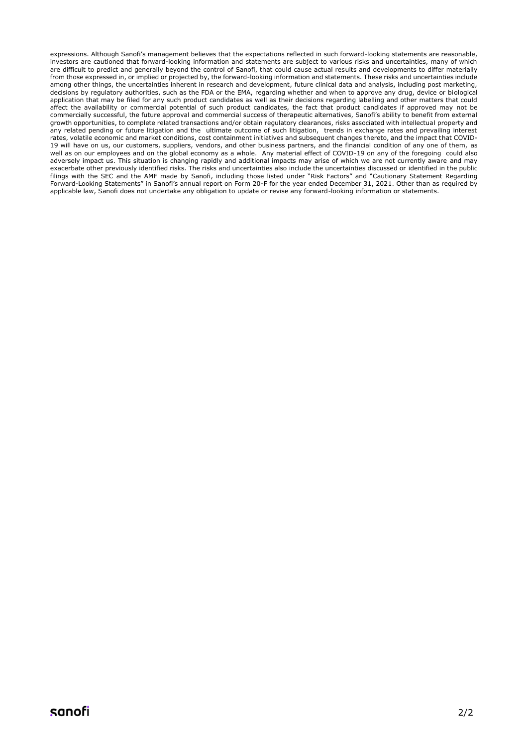expressions. Although Sanofi's management believes that the expectations reflected in such forward-looking statements are reasonable, investors are cautioned that forward-looking information and statements are subject to various risks and uncertainties, many of which are difficult to predict and generally beyond the control of Sanofi, that could cause actual results and developments to differ materially from those expressed in, or implied or projected by, the forward-looking information and statements. These risks and uncertainties include among other things, the uncertainties inherent in research and development, future clinical data and analysis, including post marketing, decisions by regulatory authorities, such as the FDA or the EMA, regarding whether and when to approve any drug, device or biological application that may be filed for any such product candidates as well as their decisions regarding labelling and other matters that could affect the availability or commercial potential of such product candidates, the fact that product candidates if approved may not be commercially successful, the future approval and commercial success of therapeutic alternatives, Sanofi's ability to benefit from external growth opportunities, to complete related transactions and/or obtain regulatory clearances, risks associated with intellectual property and any related pending or future litigation and the ultimate outcome of such litigation, trends in exchange rates and prevailing interest rates, volatile economic and market conditions, cost containment initiatives and subsequent changes thereto, and the impact that COVID-19 will have on us, our customers, suppliers, vendors, and other business partners, and the financial condition of any one of them, as well as on our employees and on the global economy as a whole. Any material effect of COVID-19 on any of the foregoing could also adversely impact us. This situation is changing rapidly and additional impacts may arise of which we are not currently aware and may exacerbate other previously identified risks. The risks and uncertainties also include the uncertainties discussed or identified in the public filings with the SEC and the AMF made by Sanofi, including those listed under "Risk Factors" and "Cautionary Statement Regarding Forward-Looking Statements" in Sanofi's annual report on Form 20-F for the year ended December 31, 2021. Other than as required by applicable law, Sanofi does not undertake any obligation to update or revise any forward-looking information or statements.